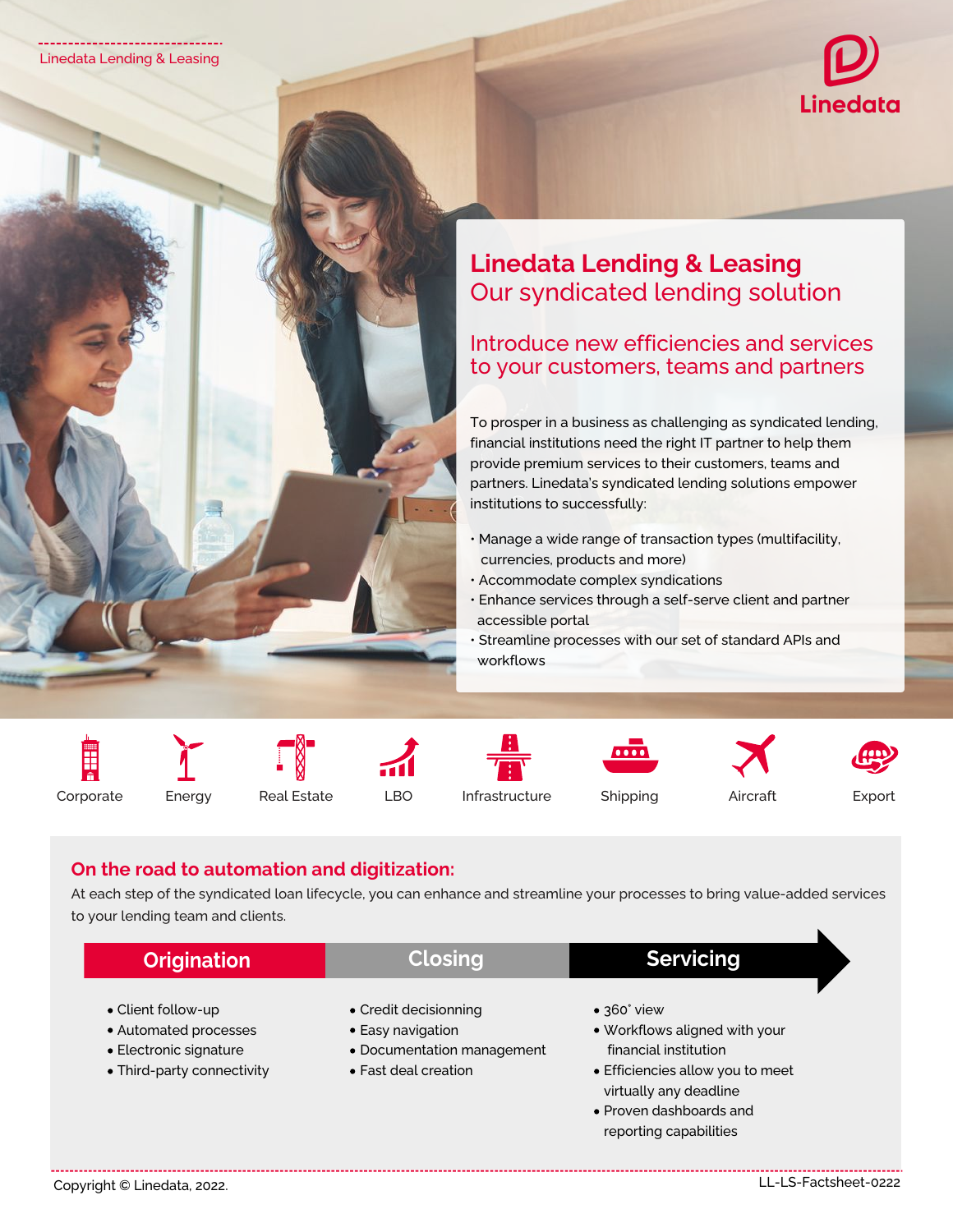Linedata Lending & Leasing

# Linedata Lending & Leasing
## Our syndicated lending solution

### Introduce new efficiencies and services to your customers, teams and partners

To prosper in a business as challenging as syndicated lending, financial institutions need the right IT partner to help them provide premium services to their customers, teams and partners. Linedata's syndicated lending solutions empower institutions to successfully:

- Manage a wide range of transaction types (multifacility, currencies, products and more)
- Accommodate complex syndications
- Enhance services through a self-serve client and partner accessible portal
- Streamline processes with our set of standard APIs and workflows

Corporate | Energy | Real Estate | LBO | Infrastructure | Shipping | Aircraft | Export

## On the road to automation and digitization:

At each step of the syndicated loan lifecycle, you can enhance and streamline your processes to bring value-added services to your lending team and clients.

### Origination

- Client follow-up
- Automated processes
- Electronic signature
- Third-party connectivity

### Closing

- Credit decisionning
- Easy navigation
- Documentation management
- Fast deal creation

### Servicing

- 360° view
- Workflows aligned with your financial institution
- Efficiencies allow you to meet virtually any deadline
- Proven dashboards and reporting capabilities

Copyright © Linedata, 2022.

LL-LS-Factsheet-0222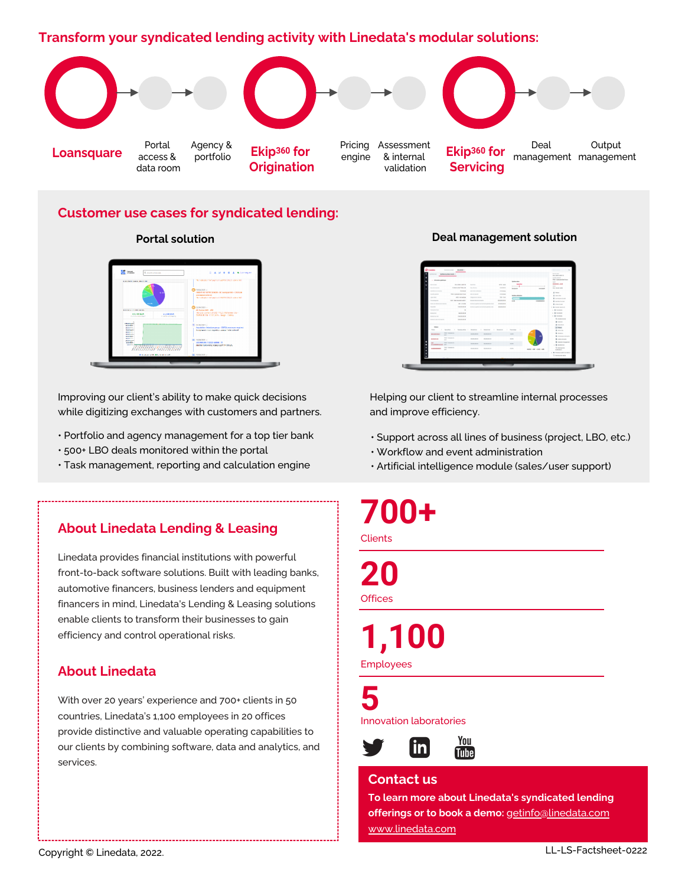## Transform your syndicated lending activity with Linedata's modular solutions:

**Loansquare** → Portal access & data room → Agency & portfolio

**Ekip360 for Origination** → Pricing engine → Assessment & internal validation

**Ekip360 for Servicing** → Deal management → Output management

## Customer use cases for syndicated lending:

### Portal solution

Improving our client's ability to make quick decisions while digitizing exchanges with customers and partners.

- Portfolio and agency management for a top tier bank
- 500+ LBO deals monitored within the portal
- Task management, reporting and calculation engine

### Deal management solution

Helping our client to streamline internal processes and improve efficiency.

- Support across all lines of business (project, LBO, etc.)
- Workflow and event administration
- Artificial intelligence module (sales/user support)

## About Linedata Lending & Leasing

Linedata provides financial institutions with powerful front-to-back software solutions. Built with leading banks, automotive financers, business lenders and equipment financers in mind, Linedata's Lending & Leasing solutions enable clients to transform their businesses to gain efficiency and control operational risks.

## About Linedata

With over 20 years' experience and 700+ clients in 50 countries, Linedata's 1,100 employees in 20 offices provide distinctive and valuable operating capabilities to our clients by combining software, data and analytics, and services.

**700+**
Clients

**20**
Offices

**1,100**
Employees

**5**
Innovation laboratories

## Contact us

**To learn more about Linedata's syndicated lending offerings or to book a demo:** getinfo@linedata.com
www.linedata.com

Copyright © Linedata, 2022.

LL-LS-Factsheet-0222